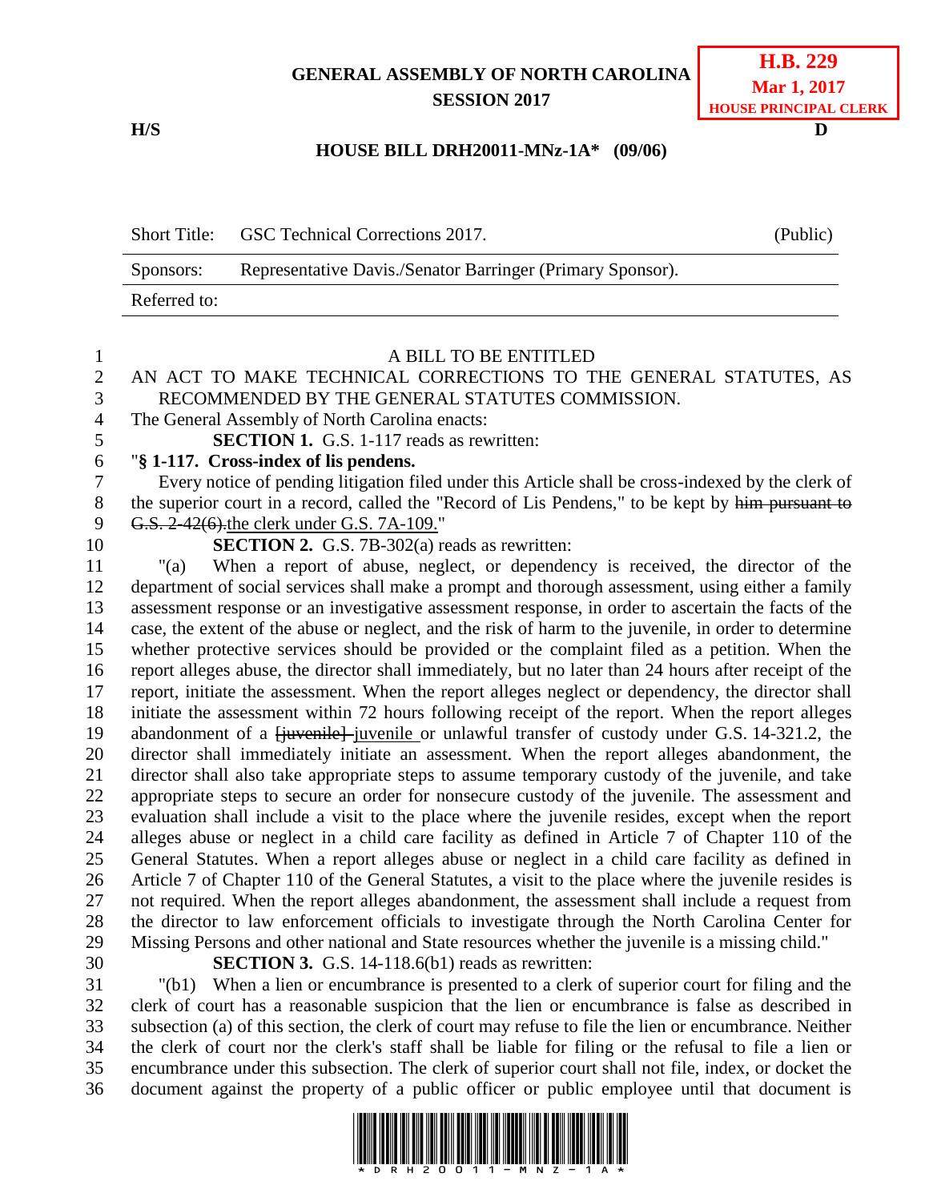**GENERAL ASSEMBLY OF NORTH CAROLINA**
**SESSION 2017**

**H.B. 229**
**Mar 1, 2017**
**HOUSE PRINCIPAL CLERK**

**H/S** **D**

**HOUSE BILL DRH20011-MNz-1A\* (09/06)**

| | | |
|---|---|---|
| Short Title: | GSC Technical Corrections 2017. | (Public) |
| Sponsors: | Representative Davis./Senator Barringer (Primary Sponsor). | |
| Referred to: | | |

A BILL TO BE ENTITLED

AN ACT TO MAKE TECHNICAL CORRECTIONS TO THE GENERAL STATUTES, AS RECOMMENDED BY THE GENERAL STATUTES COMMISSION.

The General Assembly of North Carolina enacts:

**SECTION 1.** G.S. 1-117 reads as rewritten:

"**§ 1-117. Cross-index of lis pendens.**

Every notice of pending litigation filed under this Article shall be cross-indexed by the clerk of the superior court in a record, called the "Record of Lis Pendens," to be kept by ~~him pursuant to G.S. 2-42(6).~~<u>the clerk under G.S. 7A-109.</u>"

**SECTION 2.** G.S. 7B-302(a) reads as rewritten:

"(a) When a report of abuse, neglect, or dependency is received, the director of the department of social services shall make a prompt and thorough assessment, using either a family assessment response or an investigative assessment response, in order to ascertain the facts of the case, the extent of the abuse or neglect, and the risk of harm to the juvenile, in order to determine whether protective services should be provided or the complaint filed as a petition. When the report alleges abuse, the director shall immediately, but no later than 24 hours after receipt of the report, initiate the assessment. When the report alleges neglect or dependency, the director shall initiate the assessment within 72 hours following receipt of the report. When the report alleges abandonment of a ~~[juvenile]~~ <u>juvenile</u> or unlawful transfer of custody under G.S. 14-321.2, the director shall immediately initiate an assessment. When the report alleges abandonment, the director shall also take appropriate steps to assume temporary custody of the juvenile, and take appropriate steps to secure an order for nonsecure custody of the juvenile. The assessment and evaluation shall include a visit to the place where the juvenile resides, except when the report alleges abuse or neglect in a child care facility as defined in Article 7 of Chapter 110 of the General Statutes. When a report alleges abuse or neglect in a child care facility as defined in Article 7 of Chapter 110 of the General Statutes, a visit to the place where the juvenile resides is not required. When the report alleges abandonment, the assessment shall include a request from the director to law enforcement officials to investigate through the North Carolina Center for Missing Persons and other national and State resources whether the juvenile is a missing child."

**SECTION 3.** G.S. 14-118.6(b1) reads as rewritten:

"(b1) When a lien or encumbrance is presented to a clerk of superior court for filing and the clerk of court has a reasonable suspicion that the lien or encumbrance is false as described in subsection (a) of this section, the clerk of court may refuse to file the lien or encumbrance. Neither the clerk of court nor the clerk's staff shall be liable for filing or the refusal to file a lien or encumbrance under this subsection. The clerk of superior court shall not file, index, or docket the document against the property of a public officer or public employee until that document is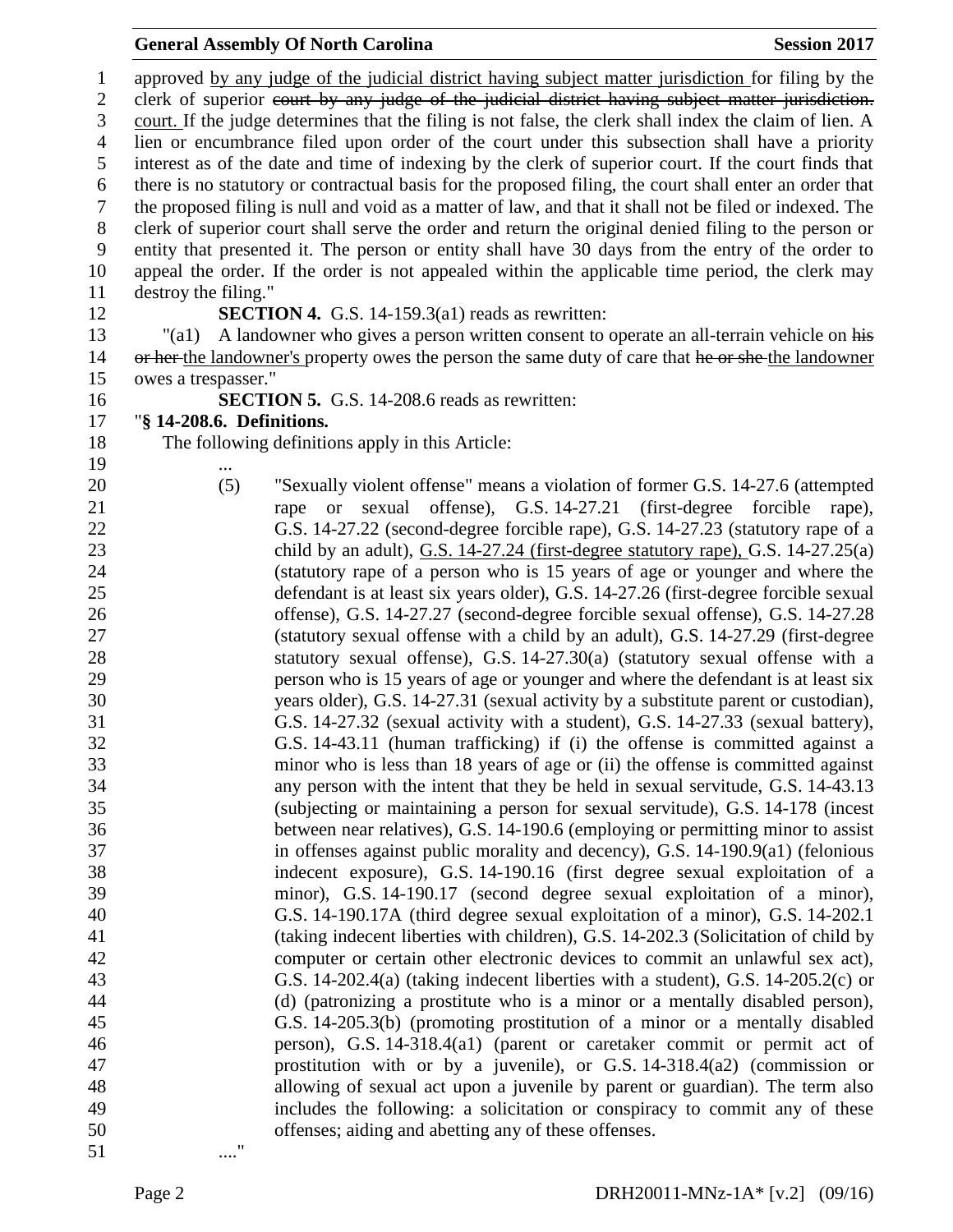approved by any judge of the judicial district having subject matter jurisdiction for filing by the clerk of superior ~~court by any judge of the judicial district having subject matter jurisdiction.~~ court. If the judge determines that the filing is not false, the clerk shall index the claim of lien. A lien or encumbrance filed upon order of the court under this subsection shall have a priority interest as of the date and time of indexing by the clerk of superior court. If the court finds that there is no statutory or contractual basis for the proposed filing, the court shall enter an order that the proposed filing is null and void as a matter of law, and that it shall not be filed or indexed. The clerk of superior court shall serve the order and return the original denied filing to the person or entity that presented it. The person or entity shall have 30 days from the entry of the order to appeal the order. If the order is not appealed within the applicable time period, the clerk may destroy the filing."

**SECTION 4.** G.S. 14-159.3(a1) reads as rewritten:

"(a1) A landowner who gives a person written consent to operate an all-terrain vehicle on ~~his or her~~ the landowner's property owes the person the same duty of care that ~~he or she~~ the landowner owes a trespasser."

**SECTION 5.** G.S. 14-208.6 reads as rewritten:

"**§ 14-208.6. Definitions.**

The following definitions apply in this Article:

...

(5) "Sexually violent offense" means a violation of former G.S. 14-27.6 (attempted rape or sexual offense), G.S. 14-27.21 (first-degree forcible rape), G.S. 14-27.22 (second-degree forcible rape), G.S. 14-27.23 (statutory rape of a child by an adult), G.S. 14-27.24 (first-degree statutory rape), G.S. 14-27.25(a) (statutory rape of a person who is 15 years of age or younger and where the defendant is at least six years older), G.S. 14-27.26 (first-degree forcible sexual offense), G.S. 14-27.27 (second-degree forcible sexual offense), G.S. 14-27.28 (statutory sexual offense with a child by an adult), G.S. 14-27.29 (first-degree statutory sexual offense), G.S. 14-27.30(a) (statutory sexual offense with a person who is 15 years of age or younger and where the defendant is at least six years older), G.S. 14-27.31 (sexual activity by a substitute parent or custodian), G.S. 14-27.32 (sexual activity with a student), G.S. 14-27.33 (sexual battery), G.S. 14-43.11 (human trafficking) if (i) the offense is committed against a minor who is less than 18 years of age or (ii) the offense is committed against any person with the intent that they be held in sexual servitude, G.S. 14-43.13 (subjecting or maintaining a person for sexual servitude), G.S. 14-178 (incest between near relatives), G.S. 14-190.6 (employing or permitting minor to assist in offenses against public morality and decency), G.S. 14-190.9(a1) (felonious indecent exposure), G.S. 14-190.16 (first degree sexual exploitation of a minor), G.S. 14-190.17 (second degree sexual exploitation of a minor), G.S. 14-190.17A (third degree sexual exploitation of a minor), G.S. 14-202.1 (taking indecent liberties with children), G.S. 14-202.3 (Solicitation of child by computer or certain other electronic devices to commit an unlawful sex act), G.S. 14-202.4(a) (taking indecent liberties with a student), G.S. 14-205.2(c) or (d) (patronizing a prostitute who is a minor or a mentally disabled person), G.S. 14-205.3(b) (promoting prostitution of a minor or a mentally disabled person), G.S. 14-318.4(a1) (parent or caretaker commit or permit act of prostitution with or by a juvenile), or G.S. 14-318.4(a2) (commission or allowing of sexual act upon a juvenile by parent or guardian). The term also includes the following: a solicitation or conspiracy to commit any of these offenses; aiding and abetting any of these offenses.

...."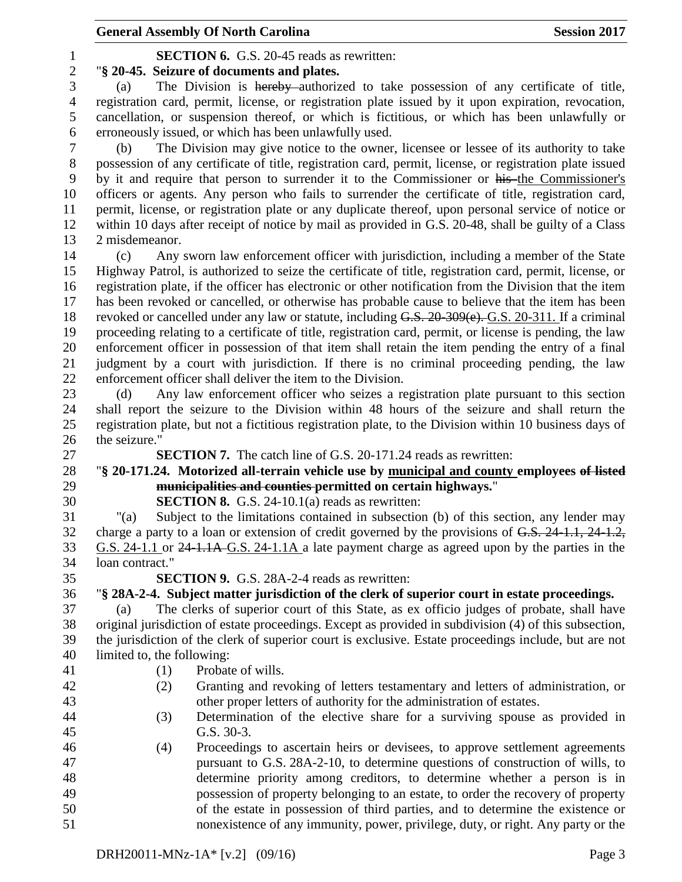**SECTION 6.** G.S. 20-45 reads as rewritten:

"**§ 20-45. Seizure of documents and plates.**

(a) The Division is ~~hereby~~ authorized to take possession of any certificate of title, registration card, permit, license, or registration plate issued by it upon expiration, revocation, cancellation, or suspension thereof, or which is fictitious, or which has been unlawfully or erroneously issued, or which has been unlawfully used.

(b) The Division may give notice to the owner, licensee or lessee of its authority to take possession of any certificate of title, registration card, permit, license, or registration plate issued by it and require that person to surrender it to the Commissioner or ~~his~~ the Commissioner's officers or agents. Any person who fails to surrender the certificate of title, registration card, permit, license, or registration plate or any duplicate thereof, upon personal service of notice or within 10 days after receipt of notice by mail as provided in G.S. 20-48, shall be guilty of a Class 2 misdemeanor.

(c) Any sworn law enforcement officer with jurisdiction, including a member of the State Highway Patrol, is authorized to seize the certificate of title, registration card, permit, license, or registration plate, if the officer has electronic or other notification from the Division that the item has been revoked or cancelled, or otherwise has probable cause to believe that the item has been revoked or cancelled under any law or statute, including ~~G.S. 20-309(e).~~ G.S. 20-311. If a criminal proceeding relating to a certificate of title, registration card, permit, or license is pending, the law enforcement officer in possession of that item shall retain the item pending the entry of a final judgment by a court with jurisdiction. If there is no criminal proceeding pending, the law enforcement officer shall deliver the item to the Division.

(d) Any law enforcement officer who seizes a registration plate pursuant to this section shall report the seizure to the Division within 48 hours of the seizure and shall return the registration plate, but not a fictitious registration plate, to the Division within 10 business days of the seizure."

**SECTION 7.** The catch line of G.S. 20-171.24 reads as rewritten:

"**§ 20-171.24. Motorized all-terrain vehicle use by municipal and county employees ~~of listed municipalities and counties~~ permitted on certain highways.**"

**SECTION 8.** G.S. 24-10.1(a) reads as rewritten:

"(a) Subject to the limitations contained in subsection (b) of this section, any lender may charge a party to a loan or extension of credit governed by the provisions of ~~G.S. 24-1.1, 24-1.2,~~ G.S. 24-1.1 or ~~24-1.1A~~ G.S. 24-1.1A a late payment charge as agreed upon by the parties in the loan contract."

**SECTION 9.** G.S. 28A-2-4 reads as rewritten:

"**§ 28A-2-4. Subject matter jurisdiction of the clerk of superior court in estate proceedings.**

(a) The clerks of superior court of this State, as ex officio judges of probate, shall have original jurisdiction of estate proceedings. Except as provided in subdivision (4) of this subsection, the jurisdiction of the clerk of superior court is exclusive. Estate proceedings include, but are not limited to, the following:

(1) Probate of wills.

(2) Granting and revoking of letters testamentary and letters of administration, or other proper letters of authority for the administration of estates.

(3) Determination of the elective share for a surviving spouse as provided in G.S. 30-3.

(4) Proceedings to ascertain heirs or devisees, to approve settlement agreements pursuant to G.S. 28A-2-10, to determine questions of construction of wills, to determine priority among creditors, to determine whether a person is in possession of property belonging to an estate, to order the recovery of property of the estate in possession of third parties, and to determine the existence or nonexistence of any immunity, power, privilege, duty, or right. Any party or the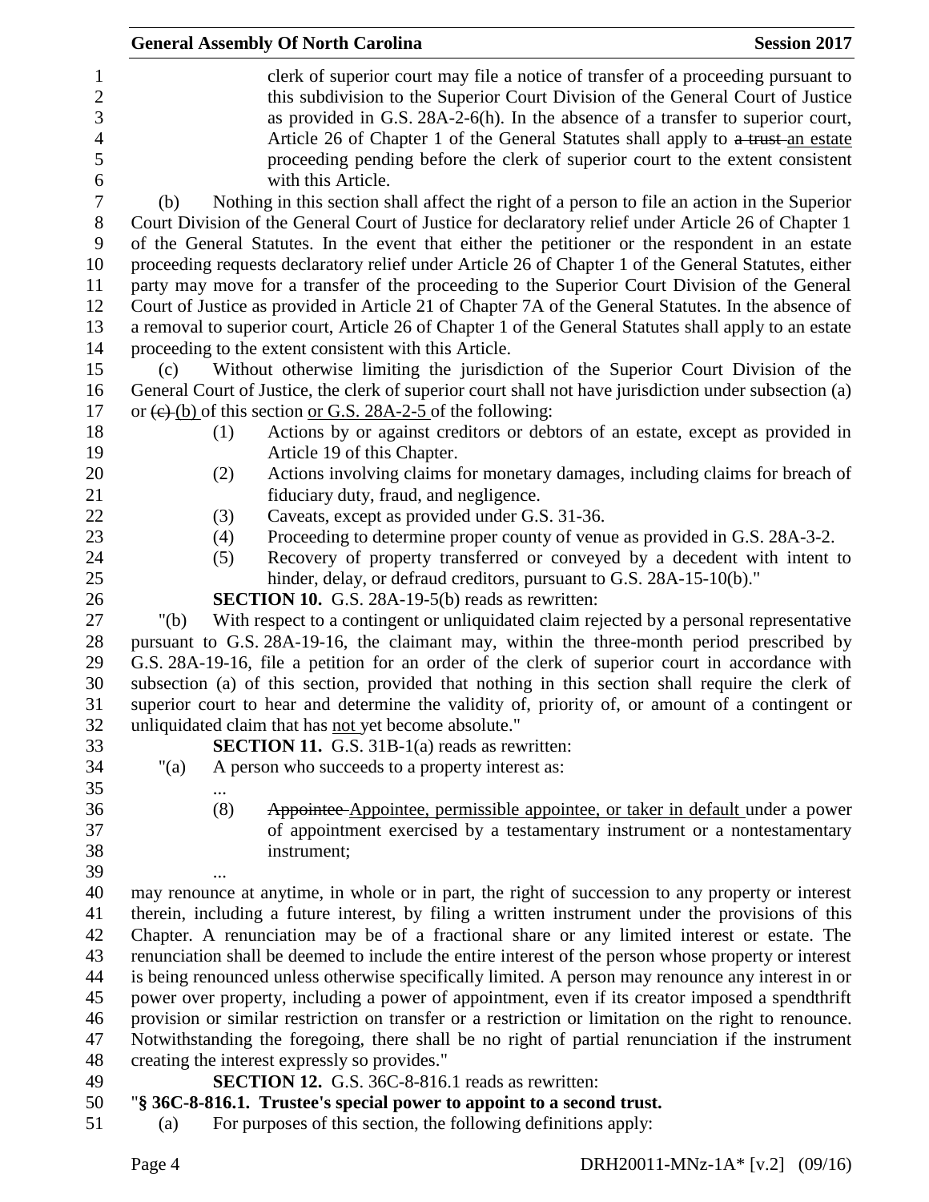clerk of superior court may file a notice of transfer of a proceeding pursuant to this subdivision to the Superior Court Division of the General Court of Justice as provided in G.S. 28A-2-6(h). In the absence of a transfer to superior court, Article 26 of Chapter 1 of the General Statutes shall apply to ~~a trust~~ an estate proceeding pending before the clerk of superior court to the extent consistent with this Article.

(b) Nothing in this section shall affect the right of a person to file an action in the Superior Court Division of the General Court of Justice for declaratory relief under Article 26 of Chapter 1 of the General Statutes. In the event that either the petitioner or the respondent in an estate proceeding requests declaratory relief under Article 26 of Chapter 1 of the General Statutes, either party may move for a transfer of the proceeding to the Superior Court Division of the General Court of Justice as provided in Article 21 of Chapter 7A of the General Statutes. In the absence of a removal to superior court, Article 26 of Chapter 1 of the General Statutes shall apply to an estate proceeding to the extent consistent with this Article.

(c) Without otherwise limiting the jurisdiction of the Superior Court Division of the General Court of Justice, the clerk of superior court shall not have jurisdiction under subsection (a) or ~~(c)~~ (b) of this section or G.S. 28A-2-5 of the following:

(1) Actions by or against creditors or debtors of an estate, except as provided in Article 19 of this Chapter.

(2) Actions involving claims for monetary damages, including claims for breach of fiduciary duty, fraud, and negligence.

(3) Caveats, except as provided under G.S. 31-36.

(4) Proceeding to determine proper county of venue as provided in G.S. 28A-3-2.

(5) Recovery of property transferred or conveyed by a decedent with intent to hinder, delay, or defraud creditors, pursuant to G.S. 28A-15-10(b)."

**SECTION 10.** G.S. 28A-19-5(b) reads as rewritten:

"(b) With respect to a contingent or unliquidated claim rejected by a personal representative pursuant to G.S. 28A-19-16, the claimant may, within the three-month period prescribed by G.S. 28A-19-16, file a petition for an order of the clerk of superior court in accordance with subsection (a) of this section, provided that nothing in this section shall require the clerk of superior court to hear and determine the validity of, priority of, or amount of a contingent or unliquidated claim that has not yet become absolute."

**SECTION 11.** G.S. 31B-1(a) reads as rewritten:

"(a) A person who succeeds to a property interest as:

...

(8) ~~Appointee~~ Appointee, permissible appointee, or taker in default under a power of appointment exercised by a testamentary instrument or a nontestamentary instrument;

...

may renounce at anytime, in whole or in part, the right of succession to any property or interest therein, including a future interest, by filing a written instrument under the provisions of this Chapter. A renunciation may be of a fractional share or any limited interest or estate. The renunciation shall be deemed to include the entire interest of the person whose property or interest is being renounced unless otherwise specifically limited. A person may renounce any interest in or power over property, including a power of appointment, even if its creator imposed a spendthrift provision or similar restriction on transfer or a restriction or limitation on the right to renounce. Notwithstanding the foregoing, there shall be no right of partial renunciation if the instrument creating the interest expressly so provides."

**SECTION 12.** G.S. 36C-8-816.1 reads as rewritten:

"**§ 36C-8-816.1. Trustee's special power to appoint to a second trust.**

(a) For purposes of this section, the following definitions apply: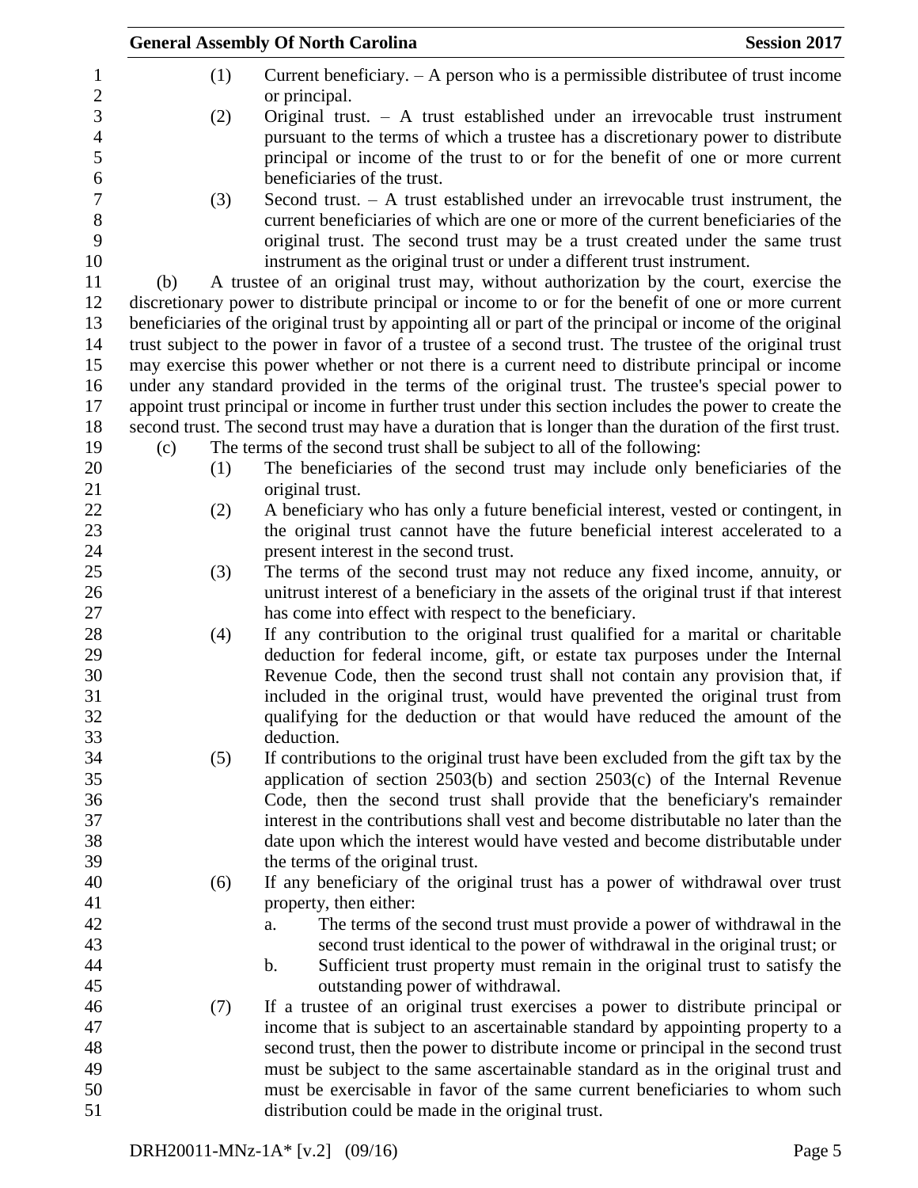(1) Current beneficiary. – A person who is a permissible distributee of trust income or principal.

(2) Original trust. – A trust established under an irrevocable trust instrument pursuant to the terms of which a trustee has a discretionary power to distribute principal or income of the trust to or for the benefit of one or more current beneficiaries of the trust.

(3) Second trust. – A trust established under an irrevocable trust instrument, the current beneficiaries of which are one or more of the current beneficiaries of the original trust. The second trust may be a trust created under the same trust instrument as the original trust or under a different trust instrument.

(b) A trustee of an original trust may, without authorization by the court, exercise the discretionary power to distribute principal or income to or for the benefit of one or more current beneficiaries of the original trust by appointing all or part of the principal or income of the original trust subject to the power in favor of a trustee of a second trust. The trustee of the original trust may exercise this power whether or not there is a current need to distribute principal or income under any standard provided in the terms of the original trust. The trustee's special power to appoint trust principal or income in further trust under this section includes the power to create the second trust. The second trust may have a duration that is longer than the duration of the first trust.

(c) The terms of the second trust shall be subject to all of the following:

(1) The beneficiaries of the second trust may include only beneficiaries of the original trust.

(2) A beneficiary who has only a future beneficial interest, vested or contingent, in the original trust cannot have the future beneficial interest accelerated to a present interest in the second trust.

(3) The terms of the second trust may not reduce any fixed income, annuity, or unitrust interest of a beneficiary in the assets of the original trust if that interest has come into effect with respect to the beneficiary.

(4) If any contribution to the original trust qualified for a marital or charitable deduction for federal income, gift, or estate tax purposes under the Internal Revenue Code, then the second trust shall not contain any provision that, if included in the original trust, would have prevented the original trust from qualifying for the deduction or that would have reduced the amount of the deduction.

(5) If contributions to the original trust have been excluded from the gift tax by the application of section 2503(b) and section 2503(c) of the Internal Revenue Code, then the second trust shall provide that the beneficiary's remainder interest in the contributions shall vest and become distributable no later than the date upon which the interest would have vested and become distributable under the terms of the original trust.

(6) If any beneficiary of the original trust has a power of withdrawal over trust property, then either:

a. The terms of the second trust must provide a power of withdrawal in the second trust identical to the power of withdrawal in the original trust; or

b. Sufficient trust property must remain in the original trust to satisfy the outstanding power of withdrawal.

(7) If a trustee of an original trust exercises a power to distribute principal or income that is subject to an ascertainable standard by appointing property to a second trust, then the power to distribute income or principal in the second trust must be subject to the same ascertainable standard as in the original trust and must be exercisable in favor of the same current beneficiaries to whom such distribution could be made in the original trust.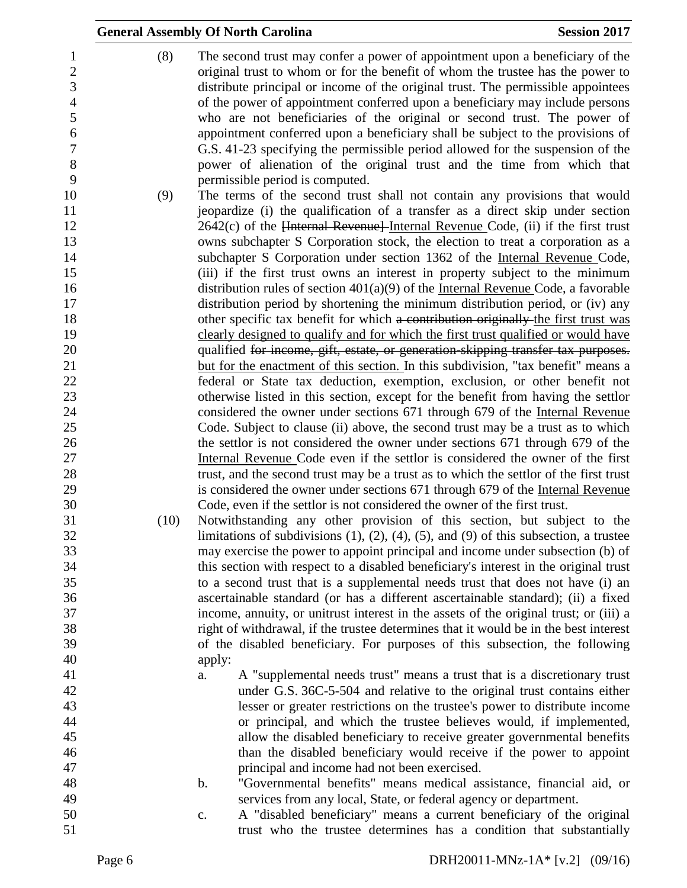(8) The second trust may confer a power of appointment upon a beneficiary of the original trust to whom or for the benefit of whom the trustee has the power to distribute principal or income of the original trust. The permissible appointees of the power of appointment conferred upon a beneficiary may include persons who are not beneficiaries of the original or second trust. The power of appointment conferred upon a beneficiary shall be subject to the provisions of G.S. 41-23 specifying the permissible period allowed for the suspension of the power of alienation of the original trust and the time from which that permissible period is computed.

(9) The terms of the second trust shall not contain any provisions that would jeopardize (i) the qualification of a transfer as a direct skip under section 2642(c) of the ~~[Internal Revenue]~~ Internal Revenue Code, (ii) if the first trust owns subchapter S Corporation stock, the election to treat a corporation as a subchapter S Corporation under section 1362 of the Internal Revenue Code, (iii) if the first trust owns an interest in property subject to the minimum distribution rules of section 401(a)(9) of the Internal Revenue Code, a favorable distribution period by shortening the minimum distribution period, or (iv) any other specific tax benefit for which ~~a contribution originally~~ the first trust was clearly designed to qualify and for which the first trust qualified or would have qualified ~~for income, gift, estate, or generation-skipping transfer tax purposes.~~ but for the enactment of this section. In this subdivision, "tax benefit" means a federal or State tax deduction, exemption, exclusion, or other benefit not otherwise listed in this section, except for the benefit from having the settlor considered the owner under sections 671 through 679 of the Internal Revenue Code. Subject to clause (ii) above, the second trust may be a trust as to which the settlor is not considered the owner under sections 671 through 679 of the Internal Revenue Code even if the settlor is considered the owner of the first trust, and the second trust may be a trust as to which the settlor of the first trust is considered the owner under sections 671 through 679 of the Internal Revenue Code, even if the settlor is not considered the owner of the first trust.

(10) Notwithstanding any other provision of this section, but subject to the limitations of subdivisions (1), (2), (4), (5), and (9) of this subsection, a trustee may exercise the power to appoint principal and income under subsection (b) of this section with respect to a disabled beneficiary's interest in the original trust to a second trust that is a supplemental needs trust that does not have (i) an ascertainable standard (or has a different ascertainable standard); (ii) a fixed income, annuity, or unitrust interest in the assets of the original trust; or (iii) a right of withdrawal, if the trustee determines that it would be in the best interest of the disabled beneficiary. For purposes of this subsection, the following apply:

a. A "supplemental needs trust" means a trust that is a discretionary trust under G.S. 36C-5-504 and relative to the original trust contains either lesser or greater restrictions on the trustee's power to distribute income or principal, and which the trustee believes would, if implemented, allow the disabled beneficiary to receive greater governmental benefits than the disabled beneficiary would receive if the power to appoint principal and income had not been exercised.

b. "Governmental benefits" means medical assistance, financial aid, or services from any local, State, or federal agency or department.

c. A "disabled beneficiary" means a current beneficiary of the original trust who the trustee determines has a condition that substantially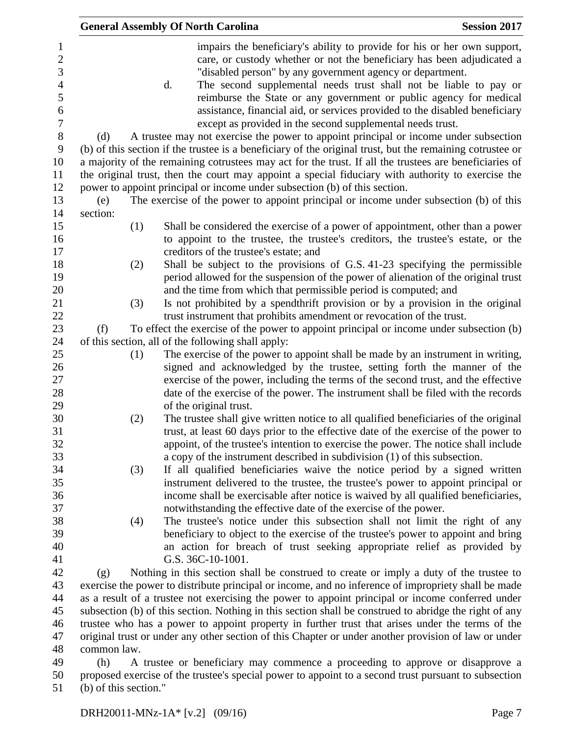impairs the beneficiary's ability to provide for his or her own support, care, or custody whether or not the beneficiary has been adjudicated a "disabled person" by any government agency or department.

d. The second supplemental needs trust shall not be liable to pay or reimburse the State or any government or public agency for medical assistance, financial aid, or services provided to the disabled beneficiary except as provided in the second supplemental needs trust.

(d) A trustee may not exercise the power to appoint principal or income under subsection (b) of this section if the trustee is a beneficiary of the original trust, but the remaining cotrustee or a majority of the remaining cotrustees may act for the trust. If all the trustees are beneficiaries of the original trust, then the court may appoint a special fiduciary with authority to exercise the power to appoint principal or income under subsection (b) of this section.

(e) The exercise of the power to appoint principal or income under subsection (b) of this section:

(1) Shall be considered the exercise of a power of appointment, other than a power to appoint to the trustee, the trustee's creditors, the trustee's estate, or the creditors of the trustee's estate; and

(2) Shall be subject to the provisions of G.S. 41-23 specifying the permissible period allowed for the suspension of the power of alienation of the original trust and the time from which that permissible period is computed; and

(3) Is not prohibited by a spendthrift provision or by a provision in the original trust instrument that prohibits amendment or revocation of the trust.

(f) To effect the exercise of the power to appoint principal or income under subsection (b) of this section, all of the following shall apply:

(1) The exercise of the power to appoint shall be made by an instrument in writing, signed and acknowledged by the trustee, setting forth the manner of the exercise of the power, including the terms of the second trust, and the effective date of the exercise of the power. The instrument shall be filed with the records of the original trust.

(2) The trustee shall give written notice to all qualified beneficiaries of the original trust, at least 60 days prior to the effective date of the exercise of the power to appoint, of the trustee's intention to exercise the power. The notice shall include a copy of the instrument described in subdivision (1) of this subsection.

(3) If all qualified beneficiaries waive the notice period by a signed written instrument delivered to the trustee, the trustee's power to appoint principal or income shall be exercisable after notice is waived by all qualified beneficiaries, notwithstanding the effective date of the exercise of the power.

(4) The trustee's notice under this subsection shall not limit the right of any beneficiary to object to the exercise of the trustee's power to appoint and bring an action for breach of trust seeking appropriate relief as provided by G.S. 36C-10-1001.

(g) Nothing in this section shall be construed to create or imply a duty of the trustee to exercise the power to distribute principal or income, and no inference of impropriety shall be made as a result of a trustee not exercising the power to appoint principal or income conferred under subsection (b) of this section. Nothing in this section shall be construed to abridge the right of any trustee who has a power to appoint property in further trust that arises under the terms of the original trust or under any other section of this Chapter or under another provision of law or under common law.

(h) A trustee or beneficiary may commence a proceeding to approve or disapprove a proposed exercise of the trustee's special power to appoint to a second trust pursuant to subsection (b) of this section."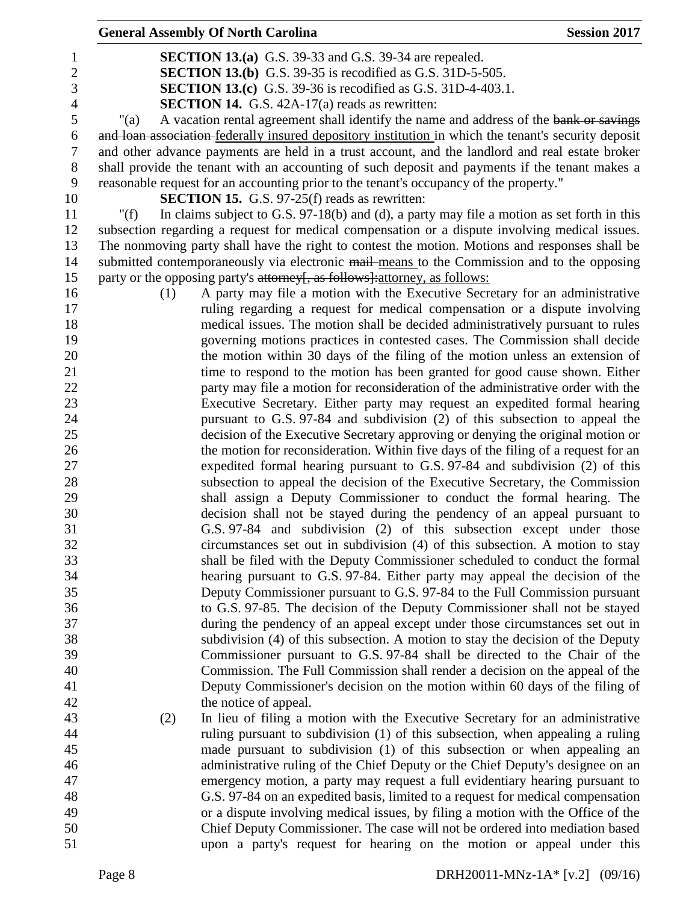**SECTION 13.(a)** G.S. 39-33 and G.S. 39-34 are repealed.

**SECTION 13.(b)** G.S. 39-35 is recodified as G.S. 31D-5-505.

**SECTION 13.(c)** G.S. 39-36 is recodified as G.S. 31D-4-403.1.

**SECTION 14.** G.S. 42A-17(a) reads as rewritten:

"(a) A vacation rental agreement shall identify the name and address of the ~~bank or savings and loan association~~ federally insured depository institution in which the tenant's security deposit and other advance payments are held in a trust account, and the landlord and real estate broker shall provide the tenant with an accounting of such deposit and payments if the tenant makes a reasonable request for an accounting prior to the tenant's occupancy of the property."

**SECTION 15.** G.S. 97-25(f) reads as rewritten:

"(f) In claims subject to G.S. 97-18(b) and (d), a party may file a motion as set forth in this subsection regarding a request for medical compensation or a dispute involving medical issues. The nonmoving party shall have the right to contest the motion. Motions and responses shall be submitted contemporaneously via electronic ~~mail~~ means to the Commission and to the opposing party or the opposing party's ~~attorney[, as follows]:~~attorney, as follows:

(1) A party may file a motion with the Executive Secretary for an administrative ruling regarding a request for medical compensation or a dispute involving medical issues. The motion shall be decided administratively pursuant to rules governing motions practices in contested cases. The Commission shall decide the motion within 30 days of the filing of the motion unless an extension of time to respond to the motion has been granted for good cause shown. Either party may file a motion for reconsideration of the administrative order with the Executive Secretary. Either party may request an expedited formal hearing pursuant to G.S. 97-84 and subdivision (2) of this subsection to appeal the decision of the Executive Secretary approving or denying the original motion or the motion for reconsideration. Within five days of the filing of a request for an expedited formal hearing pursuant to G.S. 97-84 and subdivision (2) of this subsection to appeal the decision of the Executive Secretary, the Commission shall assign a Deputy Commissioner to conduct the formal hearing. The decision shall not be stayed during the pendency of an appeal pursuant to G.S. 97-84 and subdivision (2) of this subsection except under those circumstances set out in subdivision (4) of this subsection. A motion to stay shall be filed with the Deputy Commissioner scheduled to conduct the formal hearing pursuant to G.S. 97-84. Either party may appeal the decision of the Deputy Commissioner pursuant to G.S. 97-84 to the Full Commission pursuant to G.S. 97-85. The decision of the Deputy Commissioner shall not be stayed during the pendency of an appeal except under those circumstances set out in subdivision (4) of this subsection. A motion to stay the decision of the Deputy Commissioner pursuant to G.S. 97-84 shall be directed to the Chair of the Commission. The Full Commission shall render a decision on the appeal of the Deputy Commissioner's decision on the motion within 60 days of the filing of the notice of appeal.

(2) In lieu of filing a motion with the Executive Secretary for an administrative ruling pursuant to subdivision (1) of this subsection, when appealing a ruling made pursuant to subdivision (1) of this subsection or when appealing an administrative ruling of the Chief Deputy or the Chief Deputy's designee on an emergency motion, a party may request a full evidentiary hearing pursuant to G.S. 97-84 on an expedited basis, limited to a request for medical compensation or a dispute involving medical issues, by filing a motion with the Office of the Chief Deputy Commissioner. The case will not be ordered into mediation based upon a party's request for hearing on the motion or appeal under this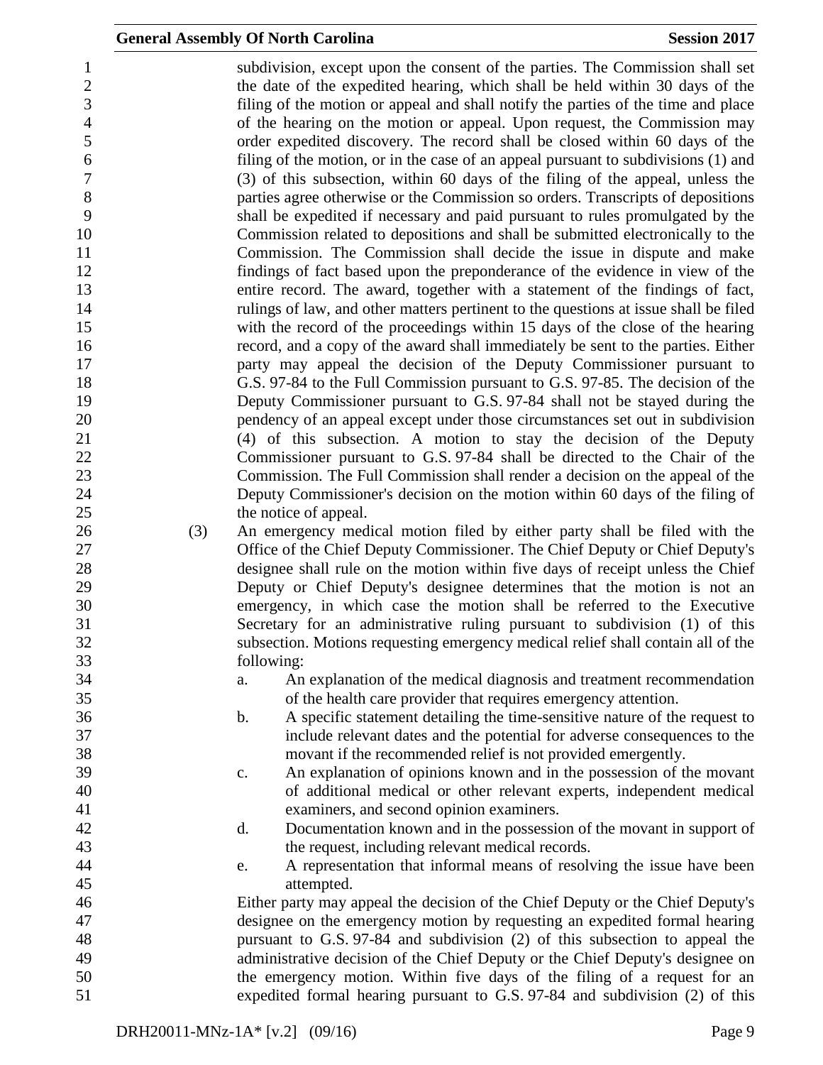subdivision, except upon the consent of the parties. The Commission shall set the date of the expedited hearing, which shall be held within 30 days of the filing of the motion or appeal and shall notify the parties of the time and place of the hearing on the motion or appeal. Upon request, the Commission may order expedited discovery. The record shall be closed within 60 days of the filing of the motion, or in the case of an appeal pursuant to subdivisions (1) and (3) of this subsection, within 60 days of the filing of the appeal, unless the parties agree otherwise or the Commission so orders. Transcripts of depositions shall be expedited if necessary and paid pursuant to rules promulgated by the Commission related to depositions and shall be submitted electronically to the Commission. The Commission shall decide the issue in dispute and make findings of fact based upon the preponderance of the evidence in view of the entire record. The award, together with a statement of the findings of fact, rulings of law, and other matters pertinent to the questions at issue shall be filed with the record of the proceedings within 15 days of the close of the hearing record, and a copy of the award shall immediately be sent to the parties. Either party may appeal the decision of the Deputy Commissioner pursuant to G.S. 97-84 to the Full Commission pursuant to G.S. 97-85. The decision of the Deputy Commissioner pursuant to G.S. 97-84 shall not be stayed during the pendency of an appeal except under those circumstances set out in subdivision (4) of this subsection. A motion to stay the decision of the Deputy Commissioner pursuant to G.S. 97-84 shall be directed to the Chair of the Commission. The Full Commission shall render a decision on the appeal of the Deputy Commissioner's decision on the motion within 60 days of the filing of the notice of appeal.

(3) An emergency medical motion filed by either party shall be filed with the Office of the Chief Deputy Commissioner. The Chief Deputy or Chief Deputy's designee shall rule on the motion within five days of receipt unless the Chief Deputy or Chief Deputy's designee determines that the motion is not an emergency, in which case the motion shall be referred to the Executive Secretary for an administrative ruling pursuant to subdivision (1) of this subsection. Motions requesting emergency medical relief shall contain all of the following:

a. An explanation of the medical diagnosis and treatment recommendation of the health care provider that requires emergency attention.
b. A specific statement detailing the time-sensitive nature of the request to include relevant dates and the potential for adverse consequences to the movant if the recommended relief is not provided emergently.
c. An explanation of opinions known and in the possession of the movant of additional medical or other relevant experts, independent medical examiners, and second opinion examiners.
d. Documentation known and in the possession of the movant in support of the request, including relevant medical records.
e. A representation that informal means of resolving the issue have been attempted.

Either party may appeal the decision of the Chief Deputy or the Chief Deputy's designee on the emergency motion by requesting an expedited formal hearing pursuant to G.S. 97-84 and subdivision (2) of this subsection to appeal the administrative decision of the Chief Deputy or the Chief Deputy's designee on the emergency motion. Within five days of the filing of a request for an expedited formal hearing pursuant to G.S. 97-84 and subdivision (2) of this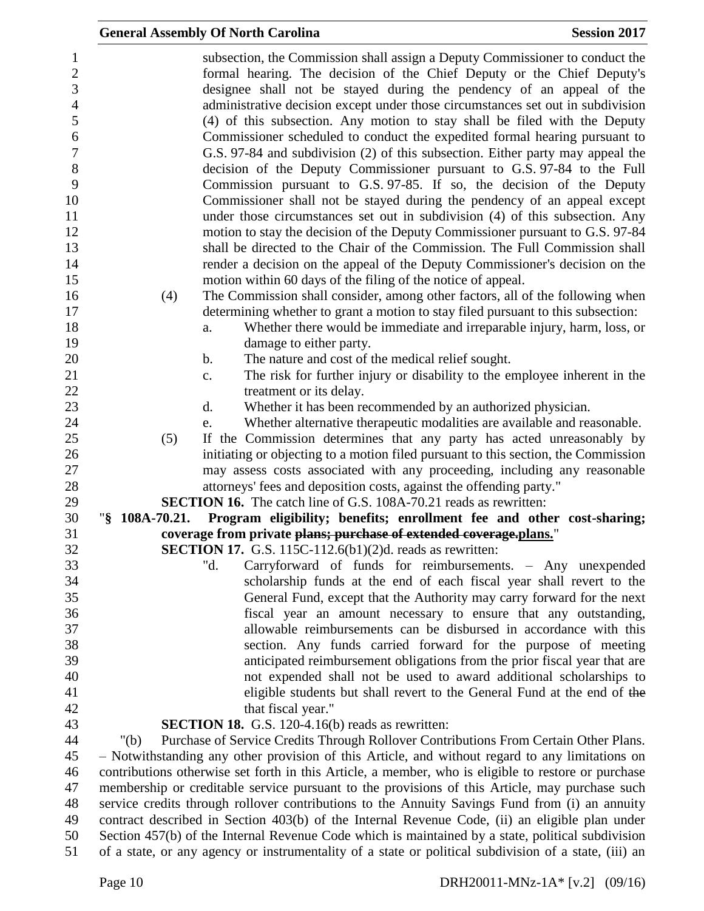subsection, the Commission shall assign a Deputy Commissioner to conduct the formal hearing. The decision of the Chief Deputy or the Chief Deputy's designee shall not be stayed during the pendency of an appeal of the administrative decision except under those circumstances set out in subdivision (4) of this subsection. Any motion to stay shall be filed with the Deputy Commissioner scheduled to conduct the expedited formal hearing pursuant to G.S. 97-84 and subdivision (2) of this subsection. Either party may appeal the decision of the Deputy Commissioner pursuant to G.S. 97-84 to the Full Commission pursuant to G.S. 97-85. If so, the decision of the Deputy Commissioner shall not be stayed during the pendency of an appeal except under those circumstances set out in subdivision (4) of this subsection. Any motion to stay the decision of the Deputy Commissioner pursuant to G.S. 97-84 shall be directed to the Chair of the Commission. The Full Commission shall render a decision on the appeal of the Deputy Commissioner's decision on the motion within 60 days of the filing of the notice of appeal.

(4) The Commission shall consider, among other factors, all of the following when determining whether to grant a motion to stay filed pursuant to this subsection:

a. Whether there would be immediate and irreparable injury, harm, loss, or damage to either party.

b. The nature and cost of the medical relief sought.

c. The risk for further injury or disability to the employee inherent in the treatment or its delay.

d. Whether it has been recommended by an authorized physician.

e. Whether alternative therapeutic modalities are available and reasonable.

(5) If the Commission determines that any party has acted unreasonably by initiating or objecting to a motion filed pursuant to this section, the Commission may assess costs associated with any proceeding, including any reasonable attorneys' fees and deposition costs, against the offending party."

**SECTION 16.** The catch line of G.S. 108A-70.21 reads as rewritten:

"**§ 108A-70.21. Program eligibility; benefits; enrollment fee and other cost-sharing; coverage from private ~~plans; purchase of extended coverage.~~<u>plans.</u>**"

**SECTION 17.** G.S. 115C-112.6(b1)(2)d. reads as rewritten:

"d. Carryforward of funds for reimbursements. – Any unexpended scholarship funds at the end of each fiscal year shall revert to the General Fund, except that the Authority may carry forward for the next fiscal year an amount necessary to ensure that any outstanding, allowable reimbursements can be disbursed in accordance with this section. Any funds carried forward for the purpose of meeting anticipated reimbursement obligations from the prior fiscal year that are not expended shall not be used to award additional scholarships to eligible students but shall revert to the General Fund at the end of ~~the~~ that fiscal year."

**SECTION 18.** G.S. 120-4.16(b) reads as rewritten:

"(b) Purchase of Service Credits Through Rollover Contributions From Certain Other Plans. – Notwithstanding any other provision of this Article, and without regard to any limitations on contributions otherwise set forth in this Article, a member, who is eligible to restore or purchase membership or creditable service pursuant to the provisions of this Article, may purchase such service credits through rollover contributions to the Annuity Savings Fund from (i) an annuity contract described in Section 403(b) of the Internal Revenue Code, (ii) an eligible plan under Section 457(b) of the Internal Revenue Code which is maintained by a state, political subdivision of a state, or any agency or instrumentality of a state or political subdivision of a state, (iii) an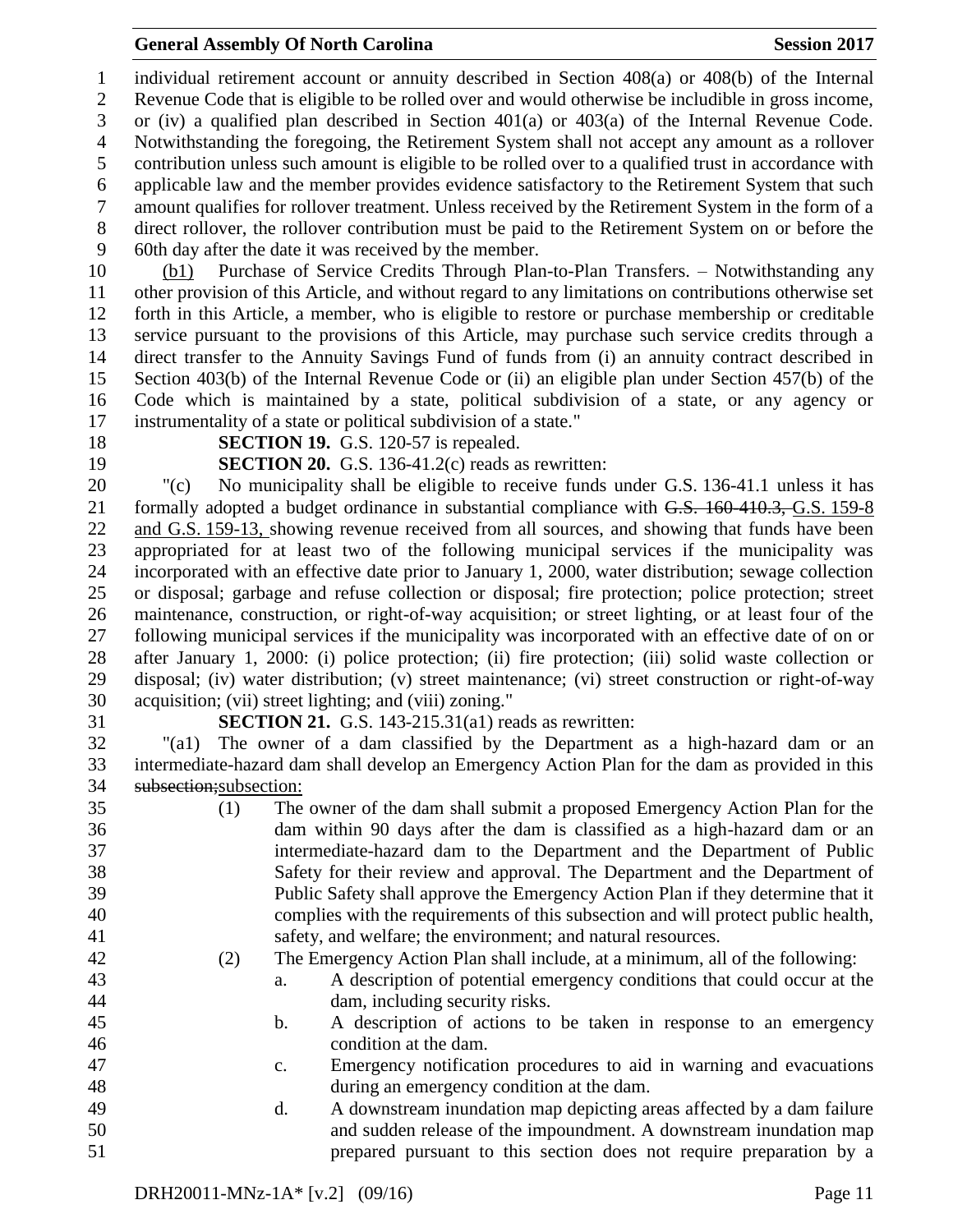individual retirement account or annuity described in Section 408(a) or 408(b) of the Internal Revenue Code that is eligible to be rolled over and would otherwise be includible in gross income, or (iv) a qualified plan described in Section 401(a) or 403(a) of the Internal Revenue Code. Notwithstanding the foregoing, the Retirement System shall not accept any amount as a rollover contribution unless such amount is eligible to be rolled over to a qualified trust in accordance with applicable law and the member provides evidence satisfactory to the Retirement System that such amount qualifies for rollover treatment. Unless received by the Retirement System in the form of a direct rollover, the rollover contribution must be paid to the Retirement System on or before the 60th day after the date it was received by the member.

(b1) Purchase of Service Credits Through Plan-to-Plan Transfers. – Notwithstanding any other provision of this Article, and without regard to any limitations on contributions otherwise set forth in this Article, a member, who is eligible to restore or purchase membership or creditable service pursuant to the provisions of this Article, may purchase such service credits through a direct transfer to the Annuity Savings Fund of funds from (i) an annuity contract described in Section 403(b) of the Internal Revenue Code or (ii) an eligible plan under Section 457(b) of the Code which is maintained by a state, political subdivision of a state, or any agency or instrumentality of a state or political subdivision of a state."

**SECTION 19.** G.S. 120-57 is repealed.

**SECTION 20.** G.S. 136-41.2(c) reads as rewritten:

"(c) No municipality shall be eligible to receive funds under G.S. 136-41.1 unless it has formally adopted a budget ordinance in substantial compliance with ~~G.S. 160-410.3,~~ G.S. 159-8 and G.S. 159-13, showing revenue received from all sources, and showing that funds have been appropriated for at least two of the following municipal services if the municipality was incorporated with an effective date prior to January 1, 2000, water distribution; sewage collection or disposal; garbage and refuse collection or disposal; fire protection; police protection; street maintenance, construction, or right-of-way acquisition; or street lighting, or at least four of the following municipal services if the municipality was incorporated with an effective date of on or after January 1, 2000: (i) police protection; (ii) fire protection; (iii) solid waste collection or disposal; (iv) water distribution; (v) street maintenance; (vi) street construction or right-of-way acquisition; (vii) street lighting; and (viii) zoning."

**SECTION 21.** G.S. 143-215.31(a1) reads as rewritten:

"(a1) The owner of a dam classified by the Department as a high-hazard dam or an intermediate-hazard dam shall develop an Emergency Action Plan for the dam as provided in this ~~subsection;~~subsection:

(1) The owner of the dam shall submit a proposed Emergency Action Plan for the dam within 90 days after the dam is classified as a high-hazard dam or an intermediate-hazard dam to the Department and the Department of Public Safety for their review and approval. The Department and the Department of Public Safety shall approve the Emergency Action Plan if they determine that it complies with the requirements of this subsection and will protect public health, safety, and welfare; the environment; and natural resources.

(2) The Emergency Action Plan shall include, at a minimum, all of the following:

a. A description of potential emergency conditions that could occur at the dam, including security risks.

b. A description of actions to be taken in response to an emergency condition at the dam.

c. Emergency notification procedures to aid in warning and evacuations during an emergency condition at the dam.

d. A downstream inundation map depicting areas affected by a dam failure and sudden release of the impoundment. A downstream inundation map prepared pursuant to this section does not require preparation by a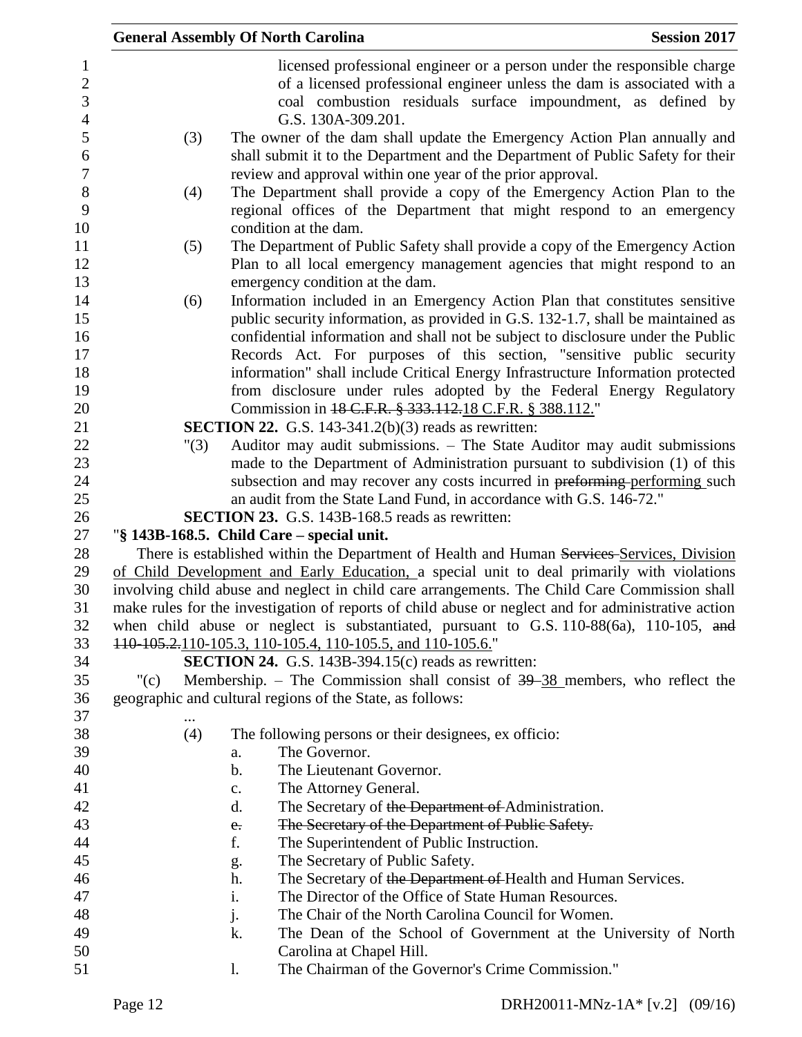licensed professional engineer or a person under the responsible charge of a licensed professional engineer unless the dam is associated with a coal combustion residuals surface impoundment, as defined by G.S. 130A-309.201.

(3) The owner of the dam shall update the Emergency Action Plan annually and shall submit it to the Department and the Department of Public Safety for their review and approval within one year of the prior approval.

(4) The Department shall provide a copy of the Emergency Action Plan to the regional offices of the Department that might respond to an emergency condition at the dam.

(5) The Department of Public Safety shall provide a copy of the Emergency Action Plan to all local emergency management agencies that might respond to an emergency condition at the dam.

(6) Information included in an Emergency Action Plan that constitutes sensitive public security information, as provided in G.S. 132-1.7, shall be maintained as confidential information and shall not be subject to disclosure under the Public Records Act. For purposes of this section, "sensitive public security information" shall include Critical Energy Infrastructure Information protected from disclosure under rules adopted by the Federal Energy Regulatory Commission in ~~18 C.F.R. § 333.112.~~18 C.F.R. § 388.112."

**SECTION 22.** G.S. 143-341.2(b)(3) reads as rewritten:

"(3) Auditor may audit submissions. – The State Auditor may audit submissions made to the Department of Administration pursuant to subdivision (1) of this subsection and may recover any costs incurred in ~~preforming~~ performing such an audit from the State Land Fund, in accordance with G.S. 146-72."

**SECTION 23.** G.S. 143B-168.5 reads as rewritten:

"**§ 143B-168.5. Child Care – special unit.**

There is established within the Department of Health and Human ~~Services~~ Services, Division of Child Development and Early Education, a special unit to deal primarily with violations involving child abuse and neglect in child care arrangements. The Child Care Commission shall make rules for the investigation of reports of child abuse or neglect and for administrative action when child abuse or neglect is substantiated, pursuant to G.S. 110-88(6a), 110-105, ~~and 110-105.2.~~110-105.3, 110-105.4, 110-105.5, and 110-105.6."

**SECTION 24.** G.S. 143B-394.15(c) reads as rewritten:

"(c) Membership. – The Commission shall consist of ~~39~~ 38 members, who reflect the geographic and cultural regions of the State, as follows:

...

(4) The following persons or their designees, ex officio:

a. The Governor.
b. The Lieutenant Governor.
c. The Attorney General.
d. The Secretary of ~~the Department of~~ Administration.
~~e. The Secretary of the Department of Public Safety.~~
f. The Superintendent of Public Instruction.
g. The Secretary of Public Safety.
h. The Secretary of ~~the Department of~~ Health and Human Services.
i. The Director of the Office of State Human Resources.
j. The Chair of the North Carolina Council for Women.
k. The Dean of the School of Government at the University of North Carolina at Chapel Hill.
l. The Chairman of the Governor's Crime Commission."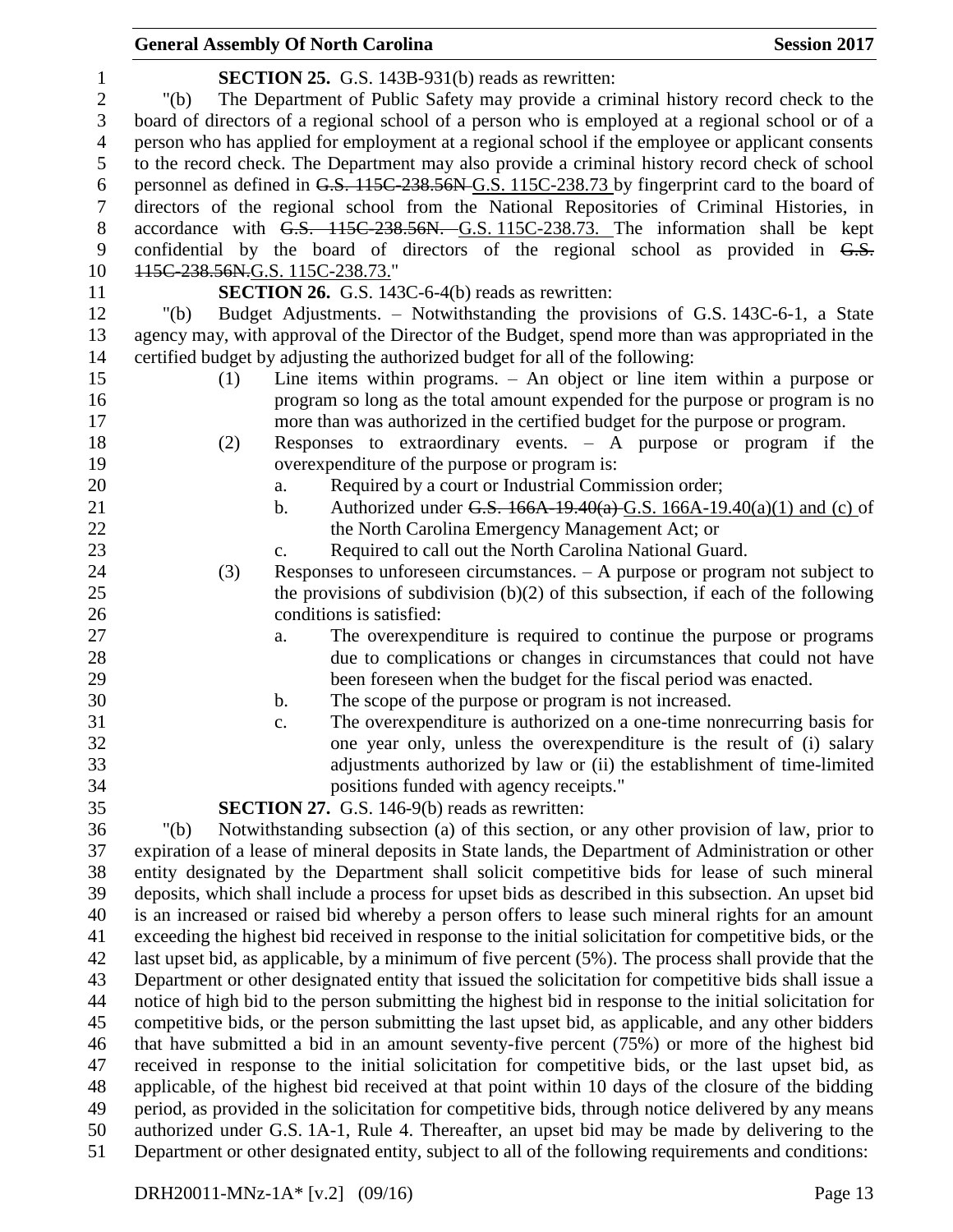**SECTION 25.** G.S. 143B-931(b) reads as rewritten:

"(b) The Department of Public Safety may provide a criminal history record check to the board of directors of a regional school of a person who is employed at a regional school or of a person who has applied for employment at a regional school if the employee or applicant consents to the record check. The Department may also provide a criminal history record check of school personnel as defined in ~~G.S. 115C-238.56N~~ G.S. 115C-238.73 by fingerprint card to the board of directors of the regional school from the National Repositories of Criminal Histories, in accordance with ~~G.S. 115C-238.56N.~~ G.S. 115C-238.73. The information shall be kept confidential by the board of directors of the regional school as provided in ~~G.S. 115C-238.56N.~~G.S. 115C-238.73."

**SECTION 26.** G.S. 143C-6-4(b) reads as rewritten:

"(b) Budget Adjustments. – Notwithstanding the provisions of G.S. 143C-6-1, a State agency may, with approval of the Director of the Budget, spend more than was appropriated in the certified budget by adjusting the authorized budget for all of the following:

(1) Line items within programs. – An object or line item within a purpose or program so long as the total amount expended for the purpose or program is no more than was authorized in the certified budget for the purpose or program.

(2) Responses to extraordinary events. – A purpose or program if the overexpenditure of the purpose or program is:

a. Required by a court or Industrial Commission order;

b. Authorized under ~~G.S. 166A-19.40(a)~~ G.S. 166A-19.40(a)(1) and (c) of the North Carolina Emergency Management Act; or

c. Required to call out the North Carolina National Guard.

(3) Responses to unforeseen circumstances. – A purpose or program not subject to the provisions of subdivision (b)(2) of this subsection, if each of the following conditions is satisfied:

a. The overexpenditure is required to continue the purpose or programs due to complications or changes in circumstances that could not have been foreseen when the budget for the fiscal period was enacted.

b. The scope of the purpose or program is not increased.

c. The overexpenditure is authorized on a one-time nonrecurring basis for one year only, unless the overexpenditure is the result of (i) salary adjustments authorized by law or (ii) the establishment of time-limited positions funded with agency receipts."

**SECTION 27.** G.S. 146-9(b) reads as rewritten:

"(b) Notwithstanding subsection (a) of this section, or any other provision of law, prior to expiration of a lease of mineral deposits in State lands, the Department of Administration or other entity designated by the Department shall solicit competitive bids for lease of such mineral deposits, which shall include a process for upset bids as described in this subsection. An upset bid is an increased or raised bid whereby a person offers to lease such mineral rights for an amount exceeding the highest bid received in response to the initial solicitation for competitive bids, or the last upset bid, as applicable, by a minimum of five percent (5%). The process shall provide that the Department or other designated entity that issued the solicitation for competitive bids shall issue a notice of high bid to the person submitting the highest bid in response to the initial solicitation for competitive bids, or the person submitting the last upset bid, as applicable, and any other bidders that have submitted a bid in an amount seventy-five percent (75%) or more of the highest bid received in response to the initial solicitation for competitive bids, or the last upset bid, as applicable, of the highest bid received at that point within 10 days of the closure of the bidding period, as provided in the solicitation for competitive bids, through notice delivered by any means authorized under G.S. 1A-1, Rule 4. Thereafter, an upset bid may be made by delivering to the Department or other designated entity, subject to all of the following requirements and conditions: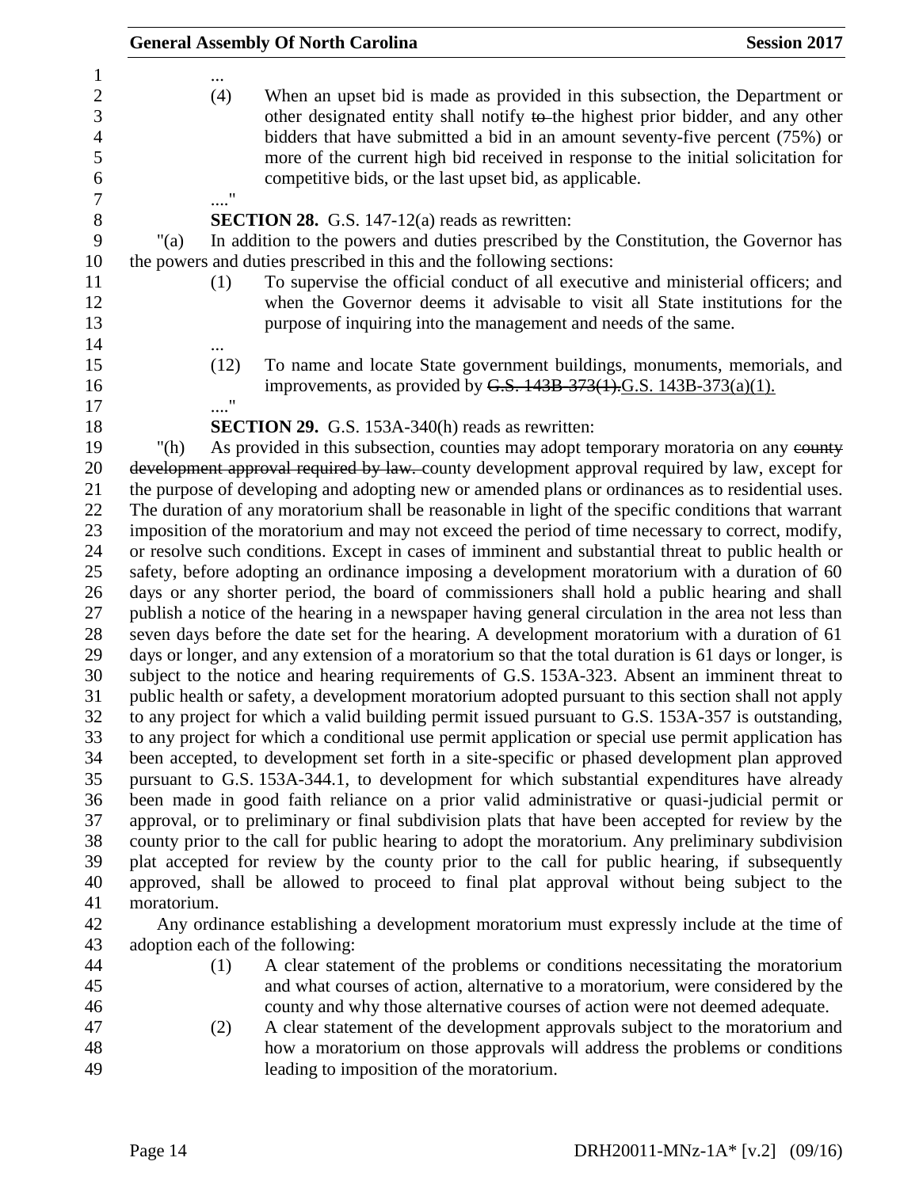...

(4) When an upset bid is made as provided in this subsection, the Department or other designated entity shall notify ~~to~~ the highest prior bidder, and any other bidders that have submitted a bid in an amount seventy-five percent (75%) or more of the current high bid received in response to the initial solicitation for competitive bids, or the last upset bid, as applicable.

...."

**SECTION 28.** G.S. 147-12(a) reads as rewritten:

"(a) In addition to the powers and duties prescribed by the Constitution, the Governor has the powers and duties prescribed in this and the following sections:

(1) To supervise the official conduct of all executive and ministerial officers; and when the Governor deems it advisable to visit all State institutions for the purpose of inquiring into the management and needs of the same.

...

(12) To name and locate State government buildings, monuments, memorials, and improvements, as provided by ~~G.S. 143B-373(1).~~G.S. 143B-373(a)(1).

...."

**SECTION 29.** G.S. 153A-340(h) reads as rewritten:

"(h) As provided in this subsection, counties may adopt temporary moratoria on any ~~county development approval required by law.~~ county development approval required by law, except for the purpose of developing and adopting new or amended plans or ordinances as to residential uses. The duration of any moratorium shall be reasonable in light of the specific conditions that warrant imposition of the moratorium and may not exceed the period of time necessary to correct, modify, or resolve such conditions. Except in cases of imminent and substantial threat to public health or safety, before adopting an ordinance imposing a development moratorium with a duration of 60 days or any shorter period, the board of commissioners shall hold a public hearing and shall publish a notice of the hearing in a newspaper having general circulation in the area not less than seven days before the date set for the hearing. A development moratorium with a duration of 61 days or longer, and any extension of a moratorium so that the total duration is 61 days or longer, is subject to the notice and hearing requirements of G.S. 153A-323. Absent an imminent threat to public health or safety, a development moratorium adopted pursuant to this section shall not apply to any project for which a valid building permit issued pursuant to G.S. 153A-357 is outstanding, to any project for which a conditional use permit application or special use permit application has been accepted, to development set forth in a site-specific or phased development plan approved pursuant to G.S. 153A-344.1, to development for which substantial expenditures have already been made in good faith reliance on a prior valid administrative or quasi-judicial permit or approval, or to preliminary or final subdivision plats that have been accepted for review by the county prior to the call for public hearing to adopt the moratorium. Any preliminary subdivision plat accepted for review by the county prior to the call for public hearing, if subsequently approved, shall be allowed to proceed to final plat approval without being subject to the moratorium.

Any ordinance establishing a development moratorium must expressly include at the time of adoption each of the following:

(1) A clear statement of the problems or conditions necessitating the moratorium and what courses of action, alternative to a moratorium, were considered by the county and why those alternative courses of action were not deemed adequate.

(2) A clear statement of the development approvals subject to the moratorium and how a moratorium on those approvals will address the problems or conditions leading to imposition of the moratorium.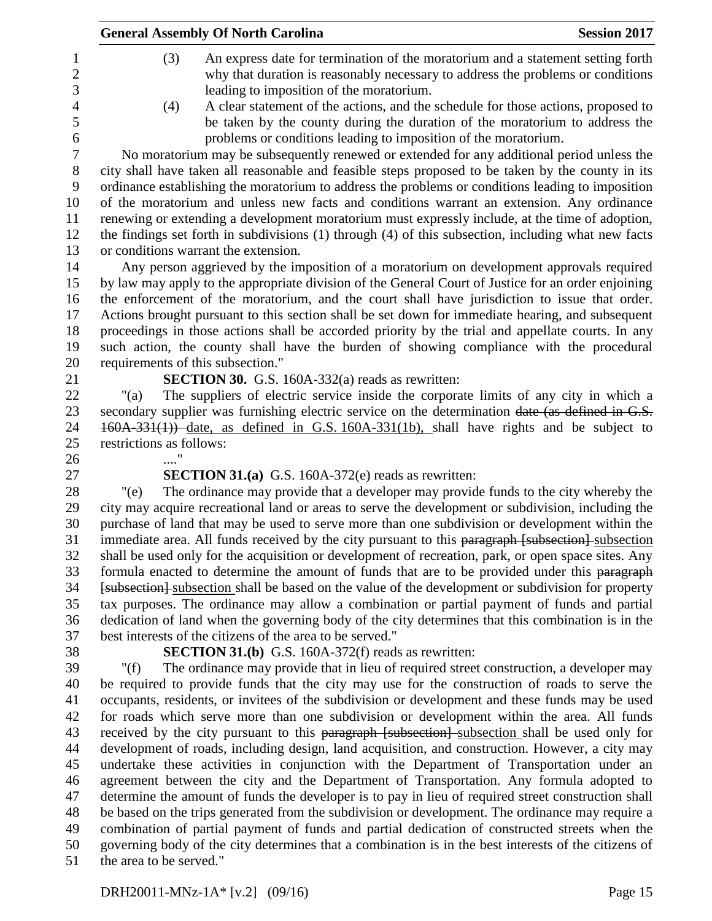(3) An express date for termination of the moratorium and a statement setting forth why that duration is reasonably necessary to address the problems or conditions leading to imposition of the moratorium.

(4) A clear statement of the actions, and the schedule for those actions, proposed to be taken by the county during the duration of the moratorium to address the problems or conditions leading to imposition of the moratorium.

No moratorium may be subsequently renewed or extended for any additional period unless the city shall have taken all reasonable and feasible steps proposed to be taken by the county in its ordinance establishing the moratorium to address the problems or conditions leading to imposition of the moratorium and unless new facts and conditions warrant an extension. Any ordinance renewing or extending a development moratorium must expressly include, at the time of adoption, the findings set forth in subdivisions (1) through (4) of this subsection, including what new facts or conditions warrant the extension.

Any person aggrieved by the imposition of a moratorium on development approvals required by law may apply to the appropriate division of the General Court of Justice for an order enjoining the enforcement of the moratorium, and the court shall have jurisdiction to issue that order. Actions brought pursuant to this section shall be set down for immediate hearing, and subsequent proceedings in those actions shall be accorded priority by the trial and appellate courts. In any such action, the county shall have the burden of showing compliance with the procedural requirements of this subsection."

**SECTION 30.** G.S. 160A-332(a) reads as rewritten:

"(a) The suppliers of electric service inside the corporate limits of any city in which a secondary supplier was furnishing electric service on the determination ~~date (as defined in G.S. 160A-331(1))~~ date, as defined in G.S. 160A-331(1b), shall have rights and be subject to restrictions as follows:

...."

**SECTION 31.(a)** G.S. 160A-372(e) reads as rewritten:

"(e) The ordinance may provide that a developer may provide funds to the city whereby the city may acquire recreational land or areas to serve the development or subdivision, including the purchase of land that may be used to serve more than one subdivision or development within the immediate area. All funds received by the city pursuant to this ~~paragraph [subsection]~~ subsection shall be used only for the acquisition or development of recreation, park, or open space sites. Any formula enacted to determine the amount of funds that are to be provided under this ~~paragraph [subsection]~~ subsection shall be based on the value of the development or subdivision for property tax purposes. The ordinance may allow a combination or partial payment of funds and partial dedication of land when the governing body of the city determines that this combination is in the best interests of the citizens of the area to be served."

**SECTION 31.(b)** G.S. 160A-372(f) reads as rewritten:

"(f) The ordinance may provide that in lieu of required street construction, a developer may be required to provide funds that the city may use for the construction of roads to serve the occupants, residents, or invitees of the subdivision or development and these funds may be used for roads which serve more than one subdivision or development within the area. All funds received by the city pursuant to this ~~paragraph [subsection]~~ subsection shall be used only for development of roads, including design, land acquisition, and construction. However, a city may undertake these activities in conjunction with the Department of Transportation under an agreement between the city and the Department of Transportation. Any formula adopted to determine the amount of funds the developer is to pay in lieu of required street construction shall be based on the trips generated from the subdivision or development. The ordinance may require a combination of partial payment of funds and partial dedication of constructed streets when the governing body of the city determines that a combination is in the best interests of the citizens of the area to be served."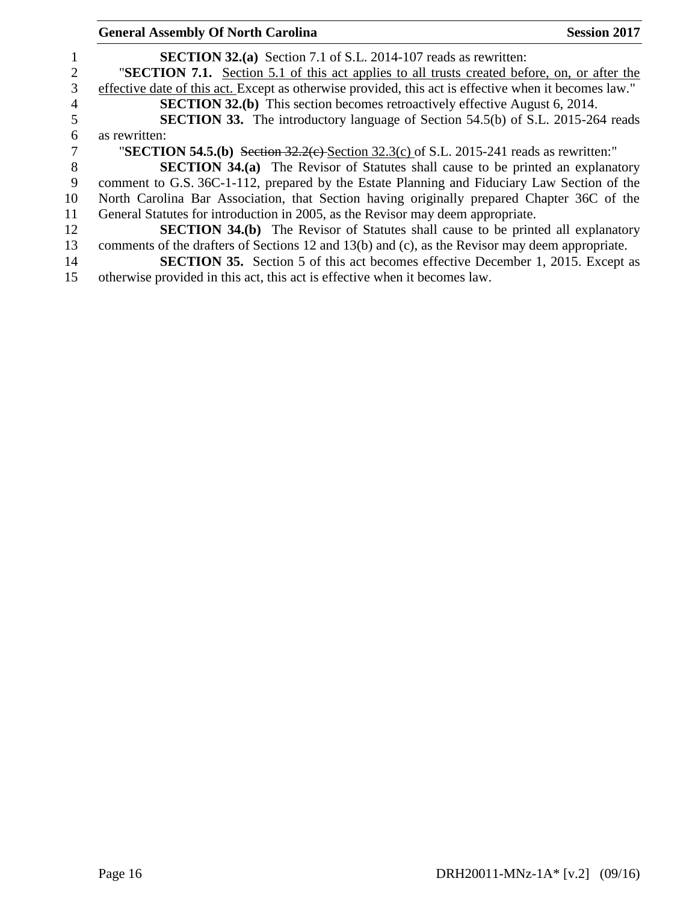**SECTION 32.(a)** Section 7.1 of S.L. 2014-107 reads as rewritten:

"**SECTION 7.1.** <u>Section 5.1 of this act applies to all trusts created before, on, or after the effective date of this act.</u> Except as otherwise provided, this act is effective when it becomes law."

**SECTION 32.(b)** This section becomes retroactively effective August 6, 2014.

**SECTION 33.** The introductory language of Section 54.5(b) of S.L. 2015-264 reads as rewritten:

"**SECTION 54.5.(b)** ~~Section 32.2(c)~~ <u>Section 32.3(c)</u> of S.L. 2015-241 reads as rewritten:"

**SECTION 34.(a)** The Revisor of Statutes shall cause to be printed an explanatory comment to G.S. 36C-1-112, prepared by the Estate Planning and Fiduciary Law Section of the North Carolina Bar Association, that Section having originally prepared Chapter 36C of the General Statutes for introduction in 2005, as the Revisor may deem appropriate.

**SECTION 34.(b)** The Revisor of Statutes shall cause to be printed all explanatory comments of the drafters of Sections 12 and 13(b) and (c), as the Revisor may deem appropriate.

**SECTION 35.** Section 5 of this act becomes effective December 1, 2015. Except as otherwise provided in this act, this act is effective when it becomes law.